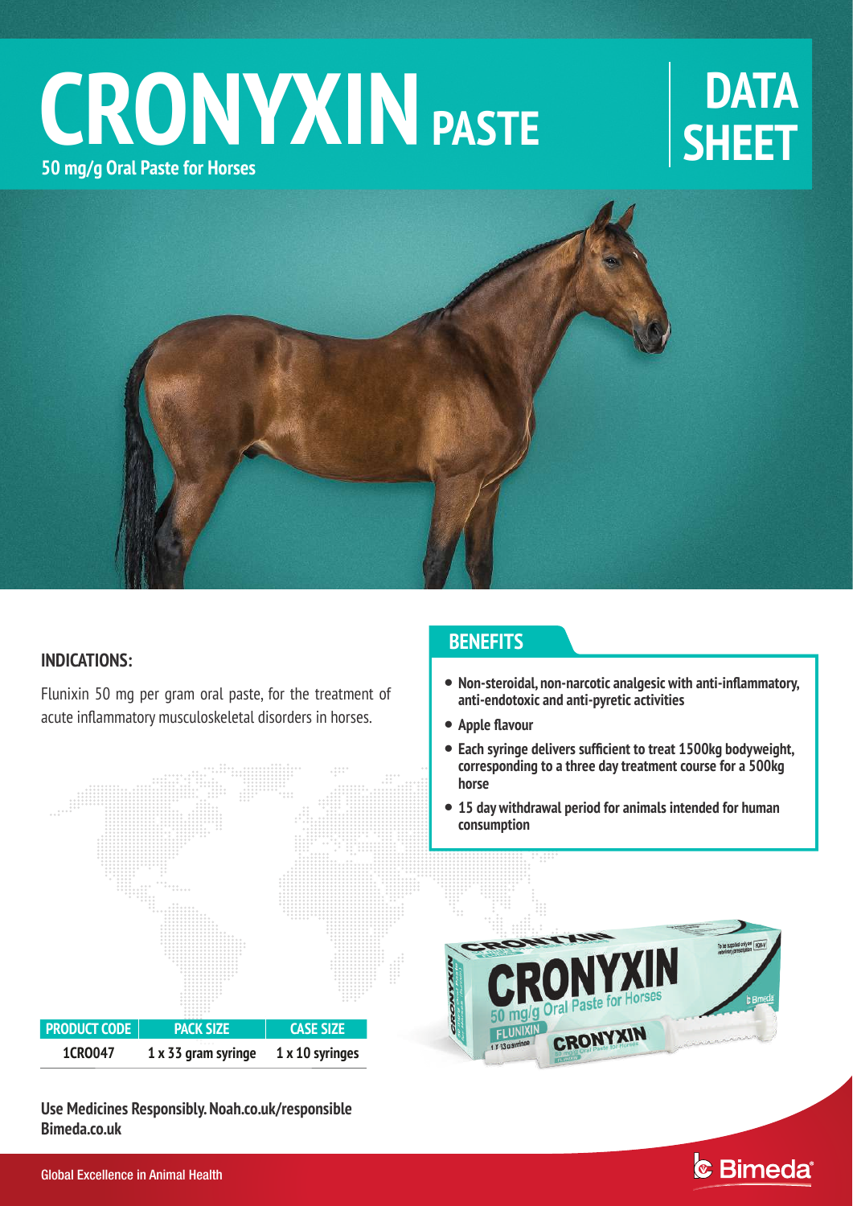# CRONYXIN PASTE

**50 mg/g Oral Paste for Horses**

# DATA SHEET

## INDICATIONS:

Flunixin 50 mg per gram oral paste, for the treatment of acute inflammatory musculoskeletal disorders in horses.

## BENEFITS

- **Non-steroidal, non-narcotic analgesic with anti-inflammatory, anti-endotoxic and anti-pyretic activities**
- **Apple flavour**
- **Each syringe delivers sufficient to treat 1500kg bodyweight, corresponding to a three day treatment course for a 500kg horse**
- **15 day withdrawal period for animals intended for human consumption**

| PRODUCT CODE | PACK SIZE | CASE SIZE |
|---|---|---|
| 1CRO047 | 1 x 33 gram syringe | 1 x 10 syringes |

**Use Medicines Responsibly. Noah.co.uk/responsible**
**Bimeda.co.uk**

Global Excellence in Animal Health

Bimeda®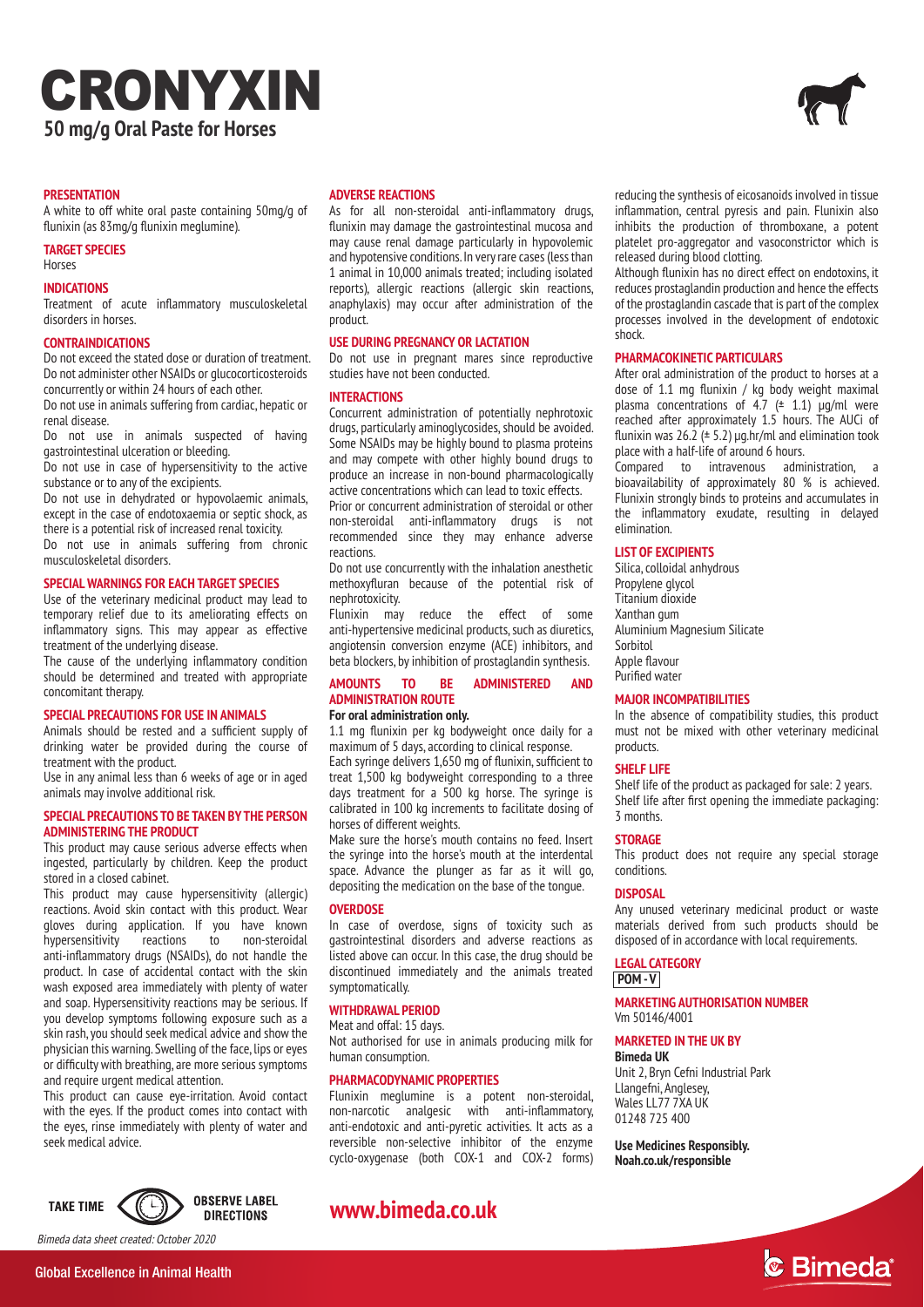# CRONYXIN

## 50 mg/g Oral Paste for Horses

### PRESENTATION

A white to off white oral paste containing 50mg/g of flunixin (as 83mg/g flunixin meglumine).

### TARGET SPECIES

Horses

### INDICATIONS

Treatment of acute inflammatory musculoskeletal disorders in horses.

### CONTRAINDICATIONS

Do not exceed the stated dose or duration of treatment.

Do not administer other NSAIDs or glucocorticosteroids concurrently or within 24 hours of each other.

Do not use in animals suffering from cardiac, hepatic or renal disease.

Do not use in animals suspected of having gastrointestinal ulceration or bleeding.

Do not use in case of hypersensitivity to the active substance or to any of the excipients.

Do not use in dehydrated or hypovolaemic animals, except in the case of endotoxaemia or septic shock, as there is a potential risk of increased renal toxicity.

Do not use in animals suffering from chronic musculoskeletal disorders.

### SPECIAL WARNINGS FOR EACH TARGET SPECIES

Use of the veterinary medicinal product may lead to temporary relief due to its ameliorating effects on inflammatory signs. This may appear as effective treatment of the underlying disease.

The cause of the underlying inflammatory condition should be determined and treated with appropriate concomitant therapy.

### SPECIAL PRECAUTIONS FOR USE IN ANIMALS

Animals should be rested and a sufficient supply of drinking water be provided during the course of treatment with the product.

Use in any animal less than 6 weeks of age or in aged animals may involve additional risk.

### SPECIAL PRECAUTIONS TO BE TAKEN BY THE PERSON ADMINISTERING THE PRODUCT

This product may cause serious adverse effects when ingested, particularly by children. Keep the product stored in a closed cabinet.

This product may cause hypersensitivity (allergic) reactions. Avoid skin contact with this product. Wear gloves during application. If you have known hypersensitivity reactions to non-steroidal anti-inflammatory drugs (NSAIDs), do not handle the product. In case of accidental contact with the skin wash exposed area immediately with plenty of water and soap. Hypersensitivity reactions may be serious. If you develop symptoms following exposure such as a skin rash, you should seek medical advice and show the physician this warning. Swelling of the face, lips or eyes or difficulty with breathing, are more serious symptoms and require urgent medical attention.

This product can cause eye-irritation. Avoid contact with the eyes. If the product comes into contact with the eyes, rinse immediately with plenty of water and seek medical advice.

### ADVERSE REACTIONS

As for all non-steroidal anti-inflammatory drugs, flunixin may damage the gastrointestinal mucosa and may cause renal damage particularly in hypovolemic and hypotensive conditions. In very rare cases (less than 1 animal in 10,000 animals treated; including isolated reports), allergic reactions (allergic skin reactions, anaphylaxis) may occur after administration of the product.

### USE DURING PREGNANCY OR LACTATION

Do not use in pregnant mares since reproductive studies have not been conducted.

### INTERACTIONS

Concurrent administration of potentially nephrotoxic drugs, particularly aminoglycosides, should be avoided. Some NSAIDs may be highly bound to plasma proteins and may compete with other highly bound drugs to produce an increase in non-bound pharmacologically active concentrations which can lead to toxic effects.

Prior or concurrent administration of steroidal or other non-steroidal anti-inflammatory drugs is not recommended since they may enhance adverse reactions.

Do not use concurrently with the inhalation anesthetic methoxyflurane because of the potential risk of nephrotoxicity.

Flunixin may reduce the effect of some anti-hypertensive medicinal products, such as diuretics, angiotensin conversion enzyme (ACE) inhibitors, and beta blockers, by inhibition of prostaglandin synthesis.

### AMOUNTS TO BE ADMINISTERED AND ADMINISTRATION ROUTE

**For oral administration only.**

1.1 mg flunixin per kg bodyweight once daily for a maximum of 5 days, according to clinical response.

Each syringe delivers 1,650 mg of flunixin, sufficient to treat 1,500 kg bodyweight corresponding to a three days treatment for a 500 kg horse. The syringe is calibrated in 100 kg increments to facilitate dosing of horses of different weights.

Make sure the horse's mouth contains no feed. Insert the syringe into the horse's mouth at the interdental space. Advance the plunger as far as it will go, depositing the medication on the base of the tongue.

### OVERDOSE

In case of overdose, signs of toxicity such as gastrointestinal disorders and adverse reactions as listed above can occur. In this case, the drug should be discontinued immediately and the animals treated symptomatically.

### WITHDRAWAL PERIOD

Meat and offal: 15 days.

Not authorised for use in animals producing milk for human consumption.

### PHARMACODYNAMIC PROPERTIES

Flunixin meglumine is a potent non-steroidal, non-narcotic analgesic with anti-inflammatory, anti-endotoxic and anti-pyretic activities. It acts as a reversible non-selective inhibitor of the enzyme cyclo-oxygenase (both COX-1 and COX-2 forms) reducing the synthesis of eicosanoids involved in tissue inflammation, central pyresis and pain. Flunixin also inhibits the production of thromboxane, a potent platelet pro-aggregator and vasoconstrictor which is released during blood clotting.

Although flunixin has no direct effect on endotoxins, it reduces prostaglandin production and hence the effects of the prostaglandin cascade that is part of the complex processes involved in the development of endotoxic shock.

### PHARMACOKINETIC PARTICULARS

After oral administration of the product to horses at a dose of 1.1 mg flunixin / kg body weight maximal plasma concentrations of 4.7 (± 1.1) µg/ml were reached after approximately 1.5 hours. The AUCi of flunixin was 26.2 (± 5.2) µg.hr/ml and elimination took place with a half-life of around 6 hours.

Compared to intravenous administration, a bioavailability of approximately 80 % is achieved. Flunixin strongly binds to proteins and accumulates in the inflammatory exudate, resulting in delayed elimination.

### LIST OF EXCIPIENTS

Silica, colloidal anhydrous
Propylene glycol
Titanium dioxide
Xanthan gum
Aluminium Magnesium Silicate
Sorbitol
Apple flavour
Purified water

### MAJOR INCOMPATIBILITIES

In the absence of compatibility studies, this product must not be mixed with other veterinary medicinal products.

### SHELF LIFE

Shelf life of the product as packaged for sale: 2 years.
Shelf life after first opening the immediate packaging: 3 months.

### STORAGE

This product does not require any special storage conditions.

### DISPOSAL

Any unused veterinary medicinal product or waste materials derived from such products should be disposed of in accordance with local requirements.

### LEGAL CATEGORY

POM - V

### MARKETING AUTHORISATION NUMBER

Vm 50146/4001

### MARKETED IN THE UK BY

**Bimeda UK**
Unit 2, Bryn Cefni Industrial Park
Llangefni, Anglesey,
Wales LL77 7XA UK
01248 725 400

**Use Medicines Responsibly.**
**Noah.co.uk/responsible**

TAKE TIME OBSERVE LABEL DIRECTIONS

**www.bimeda.co.uk**

*Bimeda data sheet created: October 2020*

Global Excellence in Animal Health

Bimeda